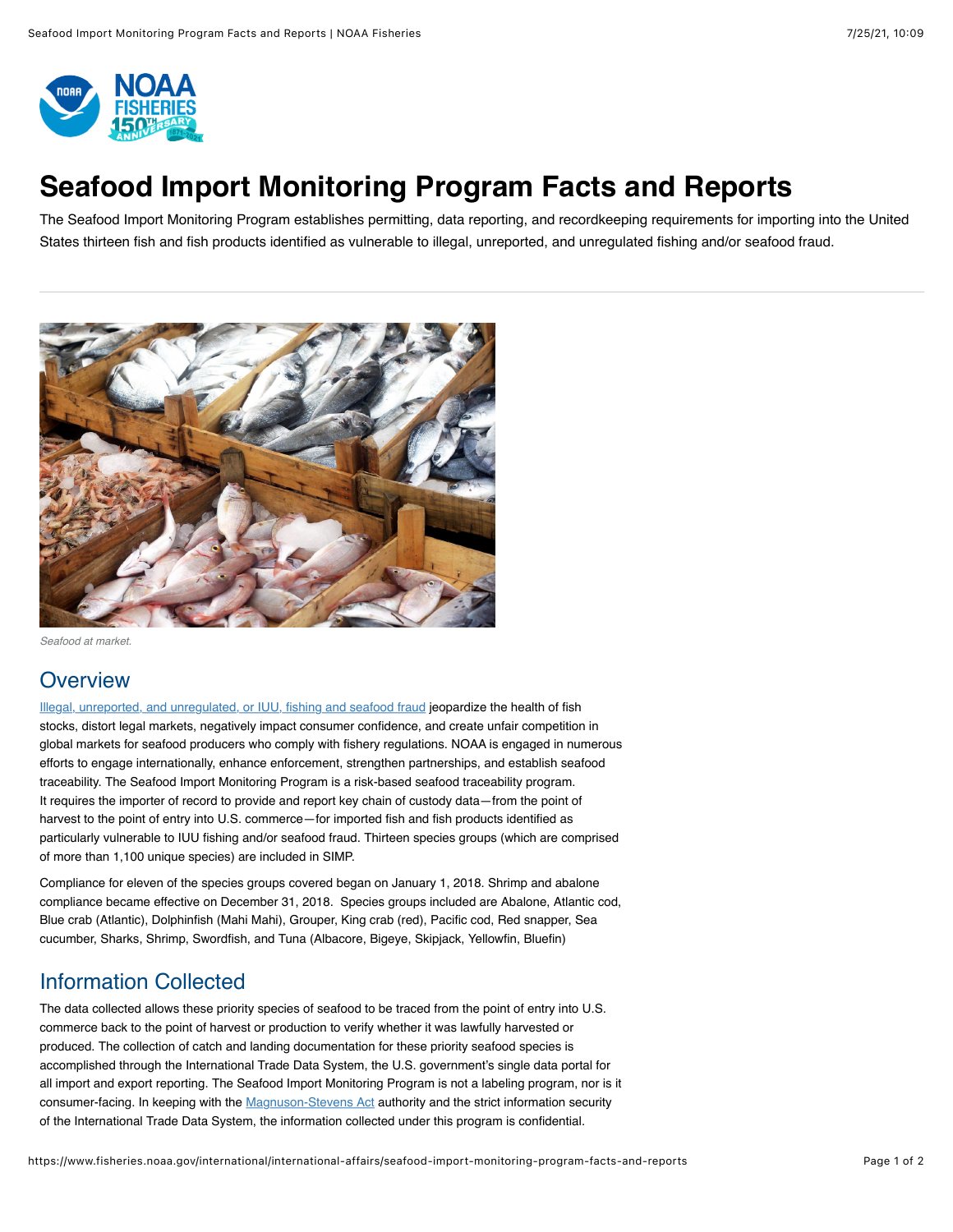# Seafood Import Monitoring Program Facts and Reports

The Seafood Import Monitoring Program establishes permitting, data reporting, and recordkeeping requirements for importing into the United States thirteen fish and fish products identified as vulnerable to illegal, unreported, and unregulated fishing and/or seafood fraud.

*Seafood at market.*

## Overview

[Illegal, unreported, and unregulated, or IUU, fishing and seafood fraud](#) jeopardize the health of fish stocks, distort legal markets, negatively impact consumer confidence, and create unfair competition in global markets for seafood producers who comply with fishery regulations. NOAA is engaged in numerous efforts to engage internationally, enhance enforcement, strengthen partnerships, and establish seafood traceability. The Seafood Import Monitoring Program is a risk-based seafood traceability program. It requires the importer of record to provide and report key chain of custody data—from the point of harvest to the point of entry into U.S. commerce—for imported fish and fish products identified as particularly vulnerable to IUU fishing and/or seafood fraud. Thirteen species groups (which are comprised of more than 1,100 unique species) are included in SIMP.

Compliance for eleven of the species groups covered began on January 1, 2018. Shrimp and abalone compliance became effective on December 31, 2018. Species groups included are Abalone, Atlantic cod, Blue crab (Atlantic), Dolphinfish (Mahi Mahi), Grouper, King crab (red), Pacific cod, Red snapper, Sea cucumber, Sharks, Shrimp, Swordfish, and Tuna (Albacore, Bigeye, Skipjack, Yellowfin, Bluefin)

## Information Collected

The data collected allows these priority species of seafood to be traced from the point of entry into U.S. commerce back to the point of harvest or production to verify whether it was lawfully harvested or produced. The collection of catch and landing documentation for these priority seafood species is accomplished through the International Trade Data System, the U.S. government's single data portal for all import and export reporting. The Seafood Import Monitoring Program is not a labeling program, nor is it consumer-facing. In keeping with the [Magnuson-Stevens Act](#) authority and the strict information security of the International Trade Data System, the information collected under this program is confidential.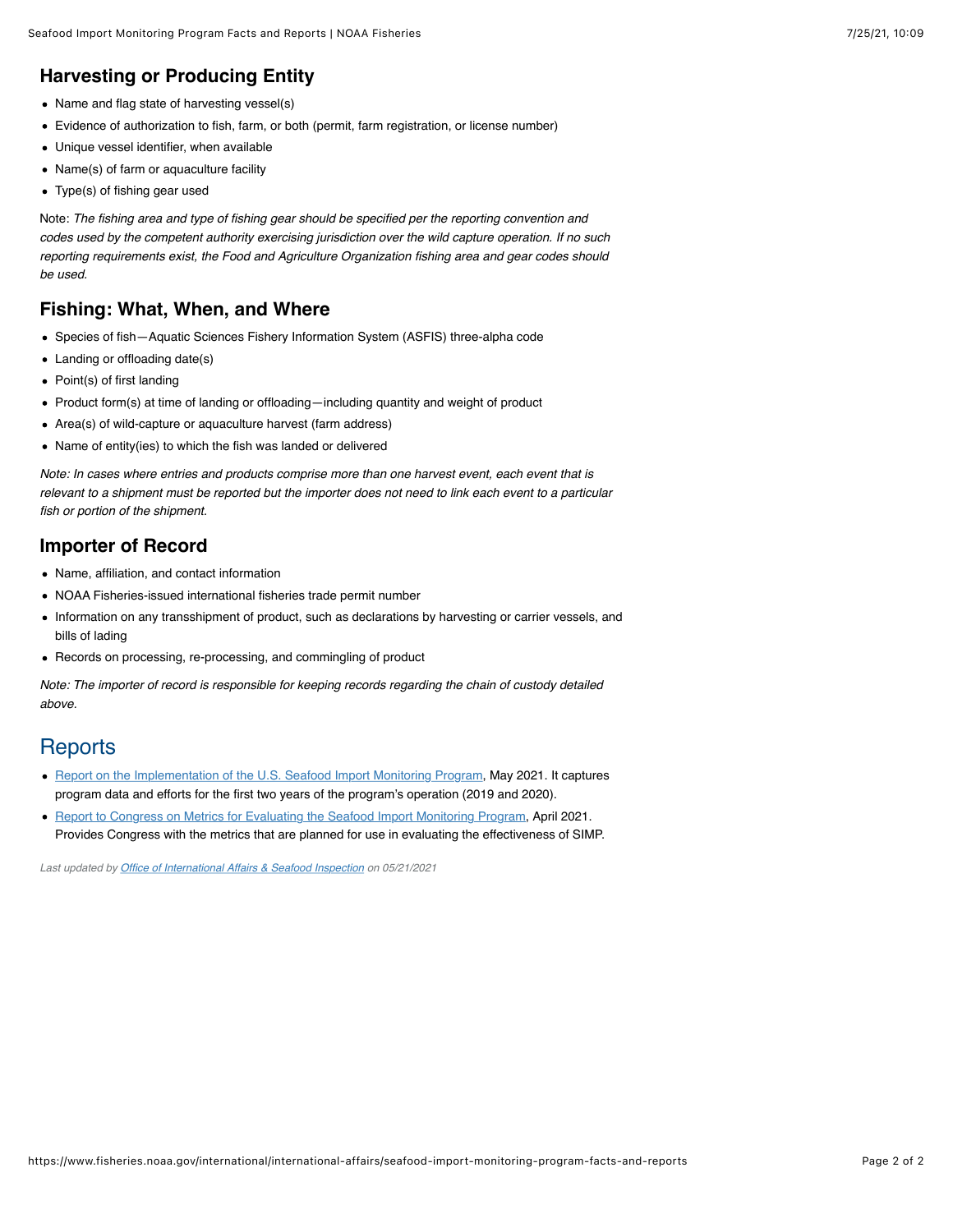### Harvesting or Producing Entity

- Name and flag state of harvesting vessel(s)
- Evidence of authorization to fish, farm, or both (permit, farm registration, or license number)
- Unique vessel identifier, when available
- Name(s) of farm or aquaculture facility
- Type(s) of fishing gear used

Note: *The fishing area and type of fishing gear should be specified per the reporting convention and codes used by the competent authority exercising jurisdiction over the wild capture operation. If no such reporting requirements exist, the Food and Agriculture Organization fishing area and gear codes should be used.*

### Fishing: What, When, and Where

- Species of fish—Aquatic Sciences Fishery Information System (ASFIS) three-alpha code
- Landing or offloading date(s)
- Point(s) of first landing
- Product form(s) at time of landing or offloading—including quantity and weight of product
- Area(s) of wild-capture or aquaculture harvest (farm address)
- Name of entity(ies) to which the fish was landed or delivered

*Note: In cases where entries and products comprise more than one harvest event, each event that is relevant to a shipment must be reported but the importer does not need to link each event to a particular fish or portion of the shipment.*

### Importer of Record

- Name, affiliation, and contact information
- NOAA Fisheries-issued international fisheries trade permit number
- Information on any transshipment of product, such as declarations by harvesting or carrier vessels, and bills of lading
- Records on processing, re-processing, and commingling of product

*Note: The importer of record is responsible for keeping records regarding the chain of custody detailed above.*

## Reports

- Report on the Implementation of the U.S. Seafood Import Monitoring Program, May 2021. It captures program data and efforts for the first two years of the program's operation (2019 and 2020).
- Report to Congress on Metrics for Evaluating the Seafood Import Monitoring Program, April 2021. Provides Congress with the metrics that are planned for use in evaluating the effectiveness of SIMP.

*Last updated by Office of International Affairs & Seafood Inspection on 05/21/2021*